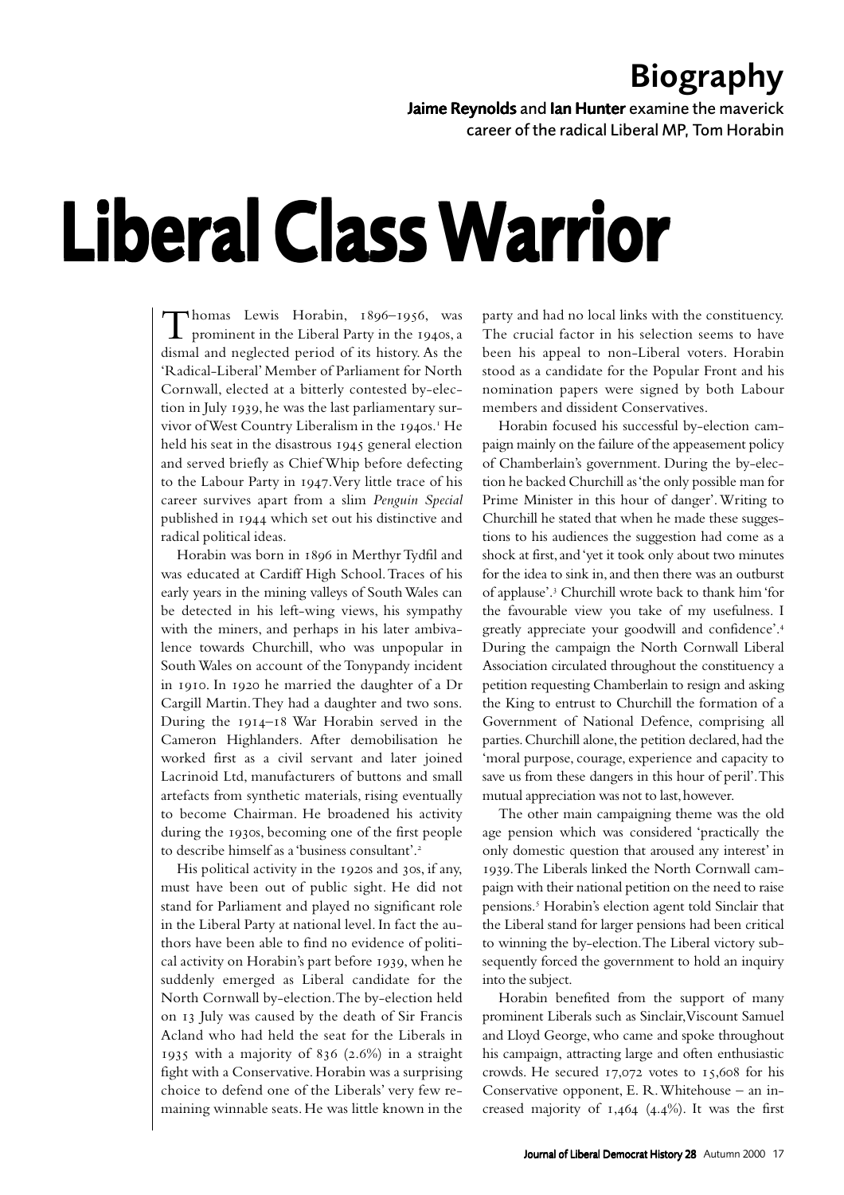## Biography

**Jaime Reynolds** and **Ian Hunter** examine the maverick career of the radical Liberal MP, Tom Horabin

# Liberal Class Warrior

Thomas Lewis Horabin, 1896–1956, was prominent in the Liberal Party in the 1940s, a dismal and neglected period of its history. As the 'Radical-Liberal' Member of Parliament for North Cornwall, elected at a bitterly contested by-election in July 1939, he was the last parliamentary survivor of West Country Liberalism in the 1940s.[1] He held his seat in the disastrous 1945 general election and served briefly as Chief Whip before defecting to the Labour Party in 1947. Very little trace of his career survives apart from a slim *Penguin Special* published in 1944 which set out his distinctive and radical political ideas.

Horabin was born in 1896 in Merthyr Tydfil and was educated at Cardiff High School. Traces of his early years in the mining valleys of South Wales can be detected in his left-wing views, his sympathy with the miners, and perhaps in his later ambivalence towards Churchill, who was unpopular in South Wales on account of the Tonypandy incident in 1910. In 1920 he married the daughter of a Dr Cargill Martin. They had a daughter and two sons. During the 1914–18 War Horabin served in the Cameron Highlanders. After demobilisation he worked first as a civil servant and later joined Lacrinoid Ltd, manufacturers of buttons and small artefacts from synthetic materials, rising eventually to become Chairman. He broadened his activity during the 1930s, becoming one of the first people to describe himself as a 'business consultant'.[2]

His political activity in the 1920s and 30s, if any, must have been out of public sight. He did not stand for Parliament and played no significant role in the Liberal Party at national level. In fact the authors have been able to find no evidence of political activity on Horabin's part before 1939, when he suddenly emerged as Liberal candidate for the North Cornwall by-election. The by-election held on 13 July was caused by the death of Sir Francis Acland who had held the seat for the Liberals in 1935 with a majority of 836 (2.6%) in a straight fight with a Conservative. Horabin was a surprising choice to defend one of the Liberals' very few remaining winnable seats. He was little known in the party and had no local links with the constituency. The crucial factor in his selection seems to have been his appeal to non-Liberal voters. Horabin stood as a candidate for the Popular Front and his nomination papers were signed by both Labour members and dissident Conservatives.

Horabin focused his successful by-election campaign mainly on the failure of the appeasement policy of Chamberlain's government. During the by-election he backed Churchill as 'the only possible man for Prime Minister in this hour of danger'. Writing to Churchill he stated that when he made these suggestions to his audiences the suggestion had come as a shock at first, and 'yet it took only about two minutes for the idea to sink in, and then there was an outburst of applause'.[3] Churchill wrote back to thank him 'for the favourable view you take of my usefulness. I greatly appreciate your goodwill and confidence'.[4] During the campaign the North Cornwall Liberal Association circulated throughout the constituency a petition requesting Chamberlain to resign and asking the King to entrust to Churchill the formation of a Government of National Defence, comprising all parties. Churchill alone, the petition declared, had the 'moral purpose, courage, experience and capacity to save us from these dangers in this hour of peril'. This mutual appreciation was not to last, however.

The other main campaigning theme was the old age pension which was considered 'practically the only domestic question that aroused any interest' in 1939. The Liberals linked the North Cornwall campaign with their national petition on the need to raise pensions.[5] Horabin's election agent told Sinclair that the Liberal stand for larger pensions had been critical to winning the by-election. The Liberal victory subsequently forced the government to hold an inquiry into the subject.

Horabin benefited from the support of many prominent Liberals such as Sinclair, Viscount Samuel and Lloyd George, who came and spoke throughout his campaign, attracting large and often enthusiastic crowds. He secured 17,072 votes to 15,608 for his Conservative opponent, E. R. Whitehouse – an increased majority of 1,464 (4.4%). It was the first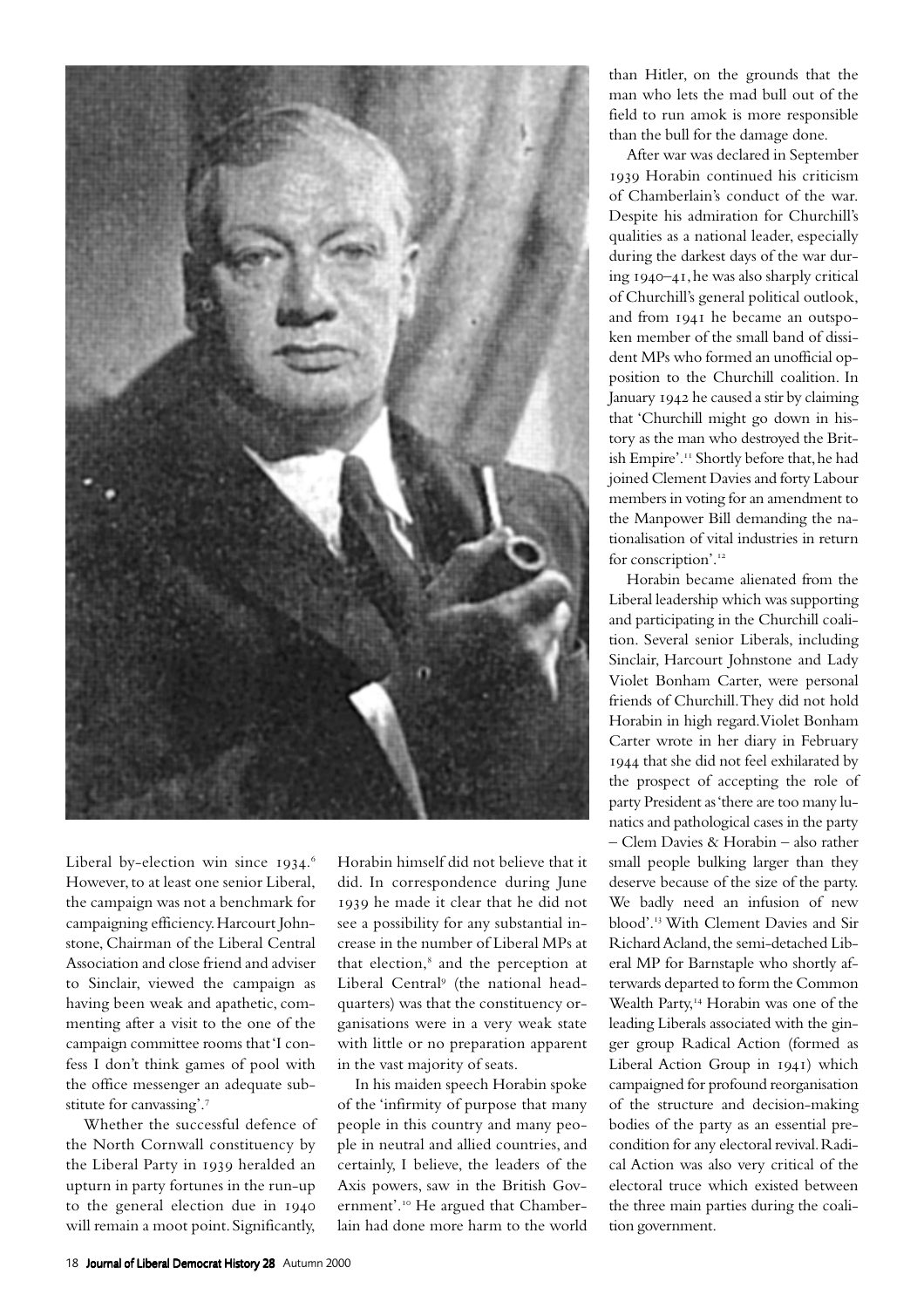Liberal by-election win since 1934.[6] However, to at least one senior Liberal, the campaign was not a benchmark for campaigning efficiency. Harcourt Johnstone, Chairman of the Liberal Central Association and close friend and adviser to Sinclair, viewed the campaign as having been weak and apathetic, commenting after a visit to the one of the campaign committee rooms that 'I confess I don't think games of pool with the office messenger an adequate substitute for canvassing'.[7]

Whether the successful defence of the North Cornwall constituency by the Liberal Party in 1939 heralded an upturn in party fortunes in the run-up to the general election due in 1940 will remain a moot point. Significantly, Horabin himself did not believe that it did. In correspondence during June 1939 he made it clear that he did not see a possibility for any substantial increase in the number of Liberal MPs at that election,[8] and the perception at Liberal Central[9] (the national headquarters) was that the constituency organisations were in a very weak state with little or no preparation apparent in the vast majority of seats.

In his maiden speech Horabin spoke of the 'infirmity of purpose that many people in this country and many people in neutral and allied countries, and certainly, I believe, the leaders of the Axis powers, saw in the British Government'.[10] He argued that Chamberlain had done more harm to the world than Hitler, on the grounds that the man who lets the mad bull out of the field to run amok is more responsible than the bull for the damage done.

After war was declared in September 1939 Horabin continued his criticism of Chamberlain's conduct of the war. Despite his admiration for Churchill's qualities as a national leader, especially during the darkest days of the war during 1940–41, he was also sharply critical of Churchill's general political outlook, and from 1941 he became an outspoken member of the small band of dissident MPs who formed an unofficial opposition to the Churchill coalition. In January 1942 he caused a stir by claiming that 'Churchill might go down in history as the man who destroyed the British Empire'.[11] Shortly before that, he had joined Clement Davies and forty Labour members in voting for an amendment to the Manpower Bill demanding the nationalisation of vital industries in return for conscription'.[12]

Horabin became alienated from the Liberal leadership which was supporting and participating in the Churchill coalition. Several senior Liberals, including Sinclair, Harcourt Johnstone and Lady Violet Bonham Carter, were personal friends of Churchill. They did not hold Horabin in high regard. Violet Bonham Carter wrote in her diary in February 1944 that she did not feel exhilarated by the prospect of accepting the role of party President as 'there are too many lunatics and pathological cases in the party – Clem Davies & Horabin – also rather small people bulking larger than they deserve because of the size of the party. We badly need an infusion of new blood'.[13] With Clement Davies and Sir Richard Acland, the semi-detached Liberal MP for Barnstaple who shortly afterwards departed to form the Common Wealth Party,[14] Horabin was one of the leading Liberals associated with the ginger group Radical Action (formed as Liberal Action Group in 1941) which campaigned for profound reorganisation of the structure and decision-making bodies of the party as an essential precondition for any electoral revival. Radical Action was also very critical of the electoral truce which existed between the three main parties during the coalition government.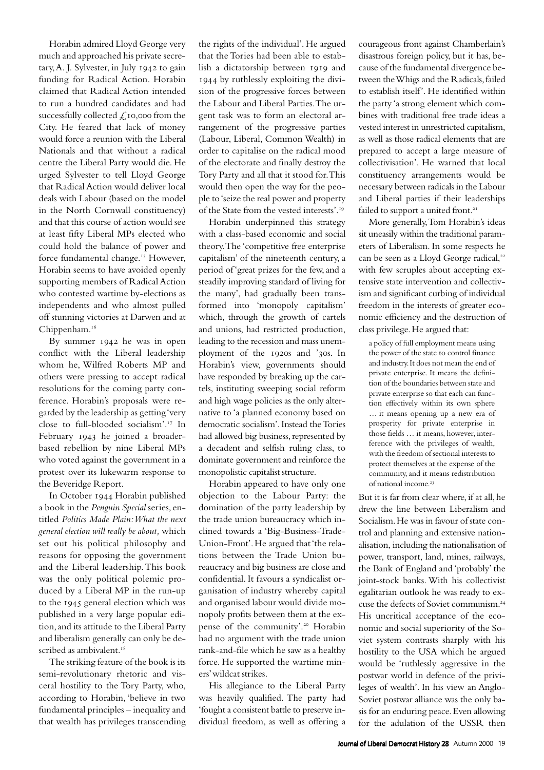Horabin admired Lloyd George very much and approached his private secretary, A. J. Sylvester, in July 1942 to gain funding for Radical Action. Horabin claimed that Radical Action intended to run a hundred candidates and had successfully collected £10,000 from the City. He feared that lack of money would force a reunion with the Liberal Nationals and that without a radical centre the Liberal Party would die. He urged Sylvester to tell Lloyd George that Radical Action would deliver local deals with Labour (based on the model in the North Cornwall constituency) and that this course of action would see at least fifty Liberal MPs elected who could hold the balance of power and force fundamental change.[15] However, Horabin seems to have avoided openly supporting members of Radical Action who contested wartime by-elections as independents and who almost pulled off stunning victories at Darwen and at Chippenham.[16]

By summer 1942 he was in open conflict with the Liberal leadership whom he, Wilfred Roberts MP and others were pressing to accept radical resolutions for the coming party conference. Horabin's proposals were regarded by the leadership as getting 'very close to full-blooded socialism'.[17] In February 1943 he joined a broader-based rebellion by nine Liberal MPs who voted against the government in a protest over its lukewarm response to the Beveridge Report.

In October 1944 Horabin published a book in the *Penguin Special* series, entitled *Politics Made Plain: What the next general election will really be about,* which set out his political philosophy and reasons for opposing the government and the Liberal leadership. This book was the only political polemic produced by a Liberal MP in the run-up to the 1945 general election which was published in a very large popular edition, and its attitude to the Liberal Party and liberalism generally can only be described as ambivalent.[18]

The striking feature of the book is its semi-revolutionary rhetoric and visceral hostility to the Tory Party, who, according to Horabin, 'believe in two fundamental principles – inequality and that wealth has privileges transcending the rights of the individual'. He argued that the Tories had been able to establish a dictatorship between 1919 and 1944 by ruthlessly exploiting the division of the progressive forces between the Labour and Liberal Parties. The urgent task was to form an electoral arrangement of the progressive parties (Labour, Liberal, Common Wealth) in order to capitalise on the radical mood of the electorate and finally destroy the Tory Party and all that it stood for. This would then open the way for the people to 'seize the real power and property of the State from the vested interests'.[19]

Horabin underpinned this strategy with a class-based economic and social theory. The 'competitive free enterprise capitalism' of the nineteenth century, a period of 'great prizes for the few, and a steadily improving standard of living for the many', had gradually been transformed into 'monopoly capitalism' which, through the growth of cartels and unions, had restricted production, leading to the recession and mass unemployment of the 1920s and '30s. In Horabin's view, governments should have responded by breaking up the cartels, instituting sweeping social reform and high wage policies as the only alternative to 'a planned economy based on democratic socialism'. Instead the Tories had allowed big business, represented by a decadent and selfish ruling class, to dominate government and reinforce the monopolistic capitalist structure.

Horabin appeared to have only one objection to the Labour Party: the domination of the party leadership by the trade union bureaucracy which inclined towards a 'Big-Business-Trade-Union-Front'. He argued that 'the relations between the Trade Union bureaucracy and big business are close and confidential. It favours a syndicalist organisation of industry whereby capital and organised labour would divide monopoly profits between them at the expense of the community'.[20] Horabin had no argument with the trade union rank-and-file which he saw as a healthy force. He supported the wartime miners' wildcat strikes.

His allegiance to the Liberal Party was heavily qualified. The party had 'fought a consistent battle to preserve individual freedom, as well as offering a courageous front against Chamberlain's disastrous foreign policy, but it has, because of the fundamental divergence between the Whigs and the Radicals, failed to establish itself'. He identified within the party 'a strong element which combines with traditional free trade ideas a vested interest in unrestricted capitalism, as well as those radical elements that are prepared to accept a large measure of collectivisation'. He warned that local constituency arrangements would be necessary between radicals in the Labour and Liberal parties if their leaderships failed to support a united front.[21]

More generally, Tom Horabin's ideas sit uneasily within the traditional parameters of Liberalism. In some respects he can be seen as a Lloyd George radical,[22] with few scruples about accepting extensive state intervention and collectivism and significant curbing of individual freedom in the interests of greater economic efficiency and the destruction of class privilege. He argued that:

> a policy of full employment means using the power of the state to control finance and industry. It does not mean the end of private enterprise. It means the definition of the boundaries between state and private enterprise so that each can function effectively within its own sphere … it means opening up a new era of prosperity for private enterprise in those fields … it means, however, interference with the privileges of wealth, with the freedom of sectional interests to protect themselves at the expense of the community, and it means redistribution of national income.[23]

But it is far from clear where, if at all, he drew the line between Liberalism and Socialism. He was in favour of state control and planning and extensive nationalisation, including the nationalisation of power, transport, land, mines, railways, the Bank of England and 'probably' the joint-stock banks. With his collectivist egalitarian outlook he was ready to excuse the defects of Soviet communism.[24] His uncritical acceptance of the economic and social superiority of the Soviet system contrasts sharply with his hostility to the USA which he argued would be 'ruthlessly aggressive in the postwar world in defence of the privileges of wealth'. In his view an Anglo-Soviet postwar alliance was the only basis for an enduring peace. Even allowing for the adulation of the USSR then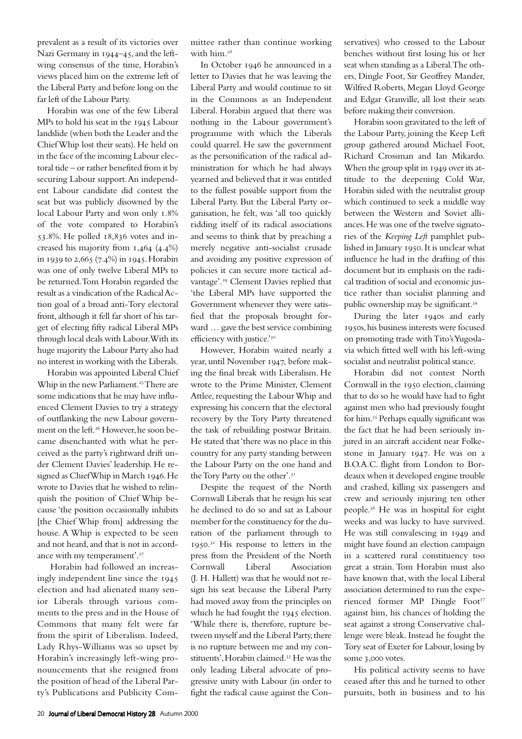prevalent as a result of its victories over Nazi Germany in 1944–45, and the left-wing consensus of the time, Horabin's views placed him on the extreme left of the Liberal Party and before long on the far left of the Labour Party.

Horabin was one of the few Liberal MPs to hold his seat in the 1945 Labour landslide (when both the Leader and the Chief Whip lost their seats). He held on in the face of the incoming Labour electoral tide – or rather benefited from it by securing Labour support. An independent Labour candidate did contest the seat but was publicly disowned by the local Labour Party and won only 1.8% of the vote compared to Horabin's 53.8%. He polled 18,836 votes and increased his majority from 1,464 (4.4%) in 1939 to 2,665 (7.4%) in 1945. Horabin was one of only twelve Liberal MPs to be returned. Tom Horabin regarded the result as a vindication of the Radical Action goal of a broad anti-Tory electoral front, although it fell far short of his target of electing fifty radical Liberal MPs through local deals with Labour. With its huge majority the Labour Party also had no interest in working with the Liberals.

Horabin was appointed Liberal Chief Whip in the new Parliament.[25] There are some indications that he may have influenced Clement Davies to try a strategy of outflanking the new Labour government on the left.[26] However, he soon became disenchanted with what he perceived as the party's rightward drift under Clement Davies' leadership. He resigned as Chief Whip in March 1946. He wrote to Davies that he wished to relinquish the position of Chief Whip because 'the position occasionally inhibits [the Chief Whip from] addressing the house. A Whip is expected to be seen and not heard, and that is not in accordance with my temperament'.[27]

Horabin had followed an increasingly independent line since the 1945 election and had alienated many senior Liberals through various comments to the press and in the House of Commons that many felt were far from the spirit of Liberalism. Indeed, Lady Rhys-Williams was so upset by Horabin's increasingly left-wing pronouncements that she resigned from the position of head of the Liberal Party's Publications and Publicity Committee rather than continue working with him.[28]

In October 1946 he announced in a letter to Davies that he was leaving the Liberal Party and would continue to sit in the Commons as an Independent Liberal. Horabin argued that there was nothing in the Labour government's programme with which the Liberals could quarrel. He saw the government as the personification of the radical administration for which he had always yearned and believed that it was entitled to the fullest possible support from the Liberal Party. But the Liberal Party organisation, he felt, was 'all too quickly ridding itself of its radical associations and seems to think that by preaching a merely negative anti-socialist crusade and avoiding any positive expression of policies it can secure more tactical advantage'.[29] Clement Davies replied that 'the Liberal MPs have supported the Government whenever they were satisfied that the proposals brought forward … gave the best service combining efficiency with justice.'[30]

However, Horabin waited nearly a year, until November 1947, before making the final break with Liberalism. He wrote to the Prime Minister, Clement Attlee, requesting the Labour Whip and expressing his concern that the electoral recovery by the Tory Party threatened the task of rebuilding postwar Britain. He stated that 'there was no place in this country for any party standing between the Labour Party on the one hand and the Tory Party on the other'.[31]

Despite the request of the North Cornwall Liberals that he resign his seat he declined to do so and sat as Labour member for the constituency for the duration of the parliament through to 1950.[32] His response to letters in the press from the President of the North Cornwall Liberal Association (J. H. Hallett) was that he would not resign his seat because the Liberal Party had moved away from the principles on which he had fought the 1945 election. 'While there is, therefore, rupture between myself and the Liberal Party, there is no rupture between me and my constituents', Horabin claimed.[33] He was the only leading Liberal advocate of progressive unity with Labour (in order to fight the radical cause against the Conservatives) who crossed to the Labour benches without first losing his or her seat when standing as a Liberal. The others, Dingle Foot, Sir Geoffrey Mander, Wilfred Roberts, Megan Lloyd George and Edgar Granville, all lost their seats before making their conversion.

Horabin soon gravitated to the left of the Labour Party, joining the Keep Left group gathered around Michael Foot, Richard Crossman and Ian Mikardo. When the group split in 1949 over its attitude to the deepening Cold War, Horabin sided with the neutralist group which continued to seek a middle way between the Western and Soviet alliances. He was one of the twelve signatories of the *Keeping Left* pamphlet published in January 1950. It is unclear what influence he had in the drafting of this document but its emphasis on the radical tradition of social and economic justice rather than socialist planning and public ownership may be significant.[34]

During the later 1940s and early 1950s, his business interests were focused on promoting trade with Tito's Yugoslavia which fitted well with his left-wing socialist and neutralist political stance.

Horabin did not contest North Cornwall in the 1950 election, claiming that to do so he would have had to fight against men who had previously fought for him.[35] Perhaps equally significant was the fact that he had been seriously injured in an aircraft accident near Folkestone in January 1947. He was on a B.O.A.C. flight from London to Bordeaux when it developed engine trouble and crashed, killing six passengers and crew and seriously injuring ten other people.[36] He was in hospital for eight weeks and was lucky to have survived. He was still convalescing in 1949 and might have found an election campaign in a scattered rural constituency too great a strain. Tom Horabin must also have known that, with the local Liberal association determined to run the experienced former MP Dingle Foot[37] against him, his chances of holding the seat against a strong Conservative challenge were bleak. Instead he fought the Tory seat of Exeter for Labour, losing by some 3,000 votes.

His political activity seems to have ceased after this and he turned to other pursuits, both in business and to his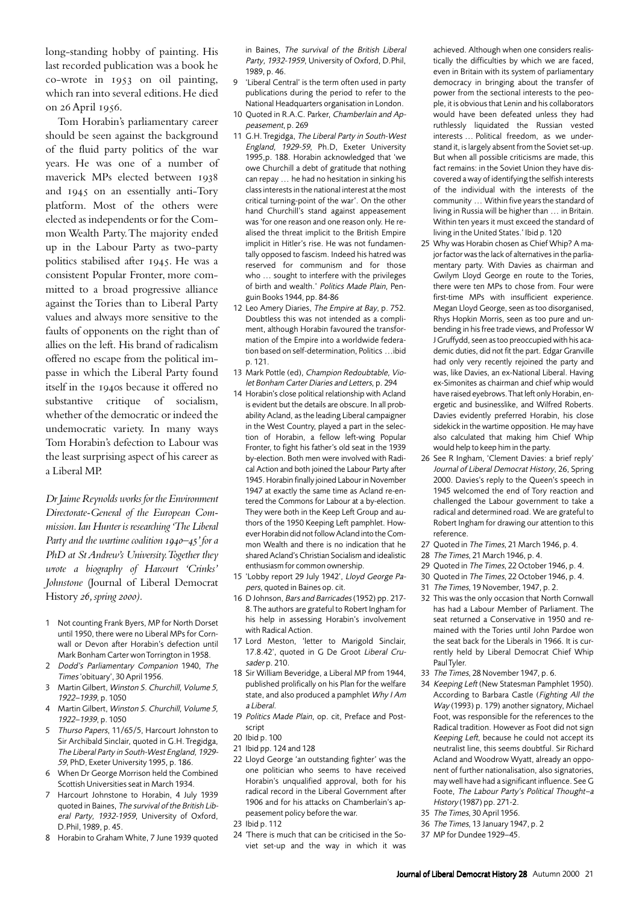long-standing hobby of painting. His last recorded publication was a book he co-wrote in 1953 on oil painting, which ran into several editions. He died on 26 April 1956.

Tom Horabin's parliamentary career should be seen against the background of the fluid party politics of the war years. He was one of a number of maverick MPs elected between 1938 and 1945 on an essentially anti-Tory platform. Most of the others were elected as independents or for the Common Wealth Party. The majority ended up in the Labour Party as two-party politics stabilised after 1945. He was a consistent Popular Fronter, more committed to a broad progressive alliance against the Tories than to Liberal Party values and always more sensitive to the faults of opponents on the right than of allies on the left. His brand of radicalism offered no escape from the political impasse in which the Liberal Party found itself in the 1940s because it offered no substantive critique of socialism, whether of the democratic or indeed the undemocratic variety. In many ways Tom Horabin's defection to Labour was the least surprising aspect of his career as a Liberal MP.

*Dr Jaime Reynolds works for the Environment Directorate-General of the European Commission. Ian Hunter is researching 'The Liberal Party and the wartime coalition 1940–45' for a PhD at St Andrew's University. Together they wrote a biography of Harcourt 'Crinks' Johnstone* (Journal of Liberal Democrat History *26, spring 2000).*

1. Not counting Frank Byers, MP for North Dorset until 1950, there were no Liberal MPs for Cornwall or Devon after Horabin's defection until Mark Bonham Carter won Torrington in 1958.
2. *Dodd's Parliamentary Companion* 1940, *The Times* 'obituary', 30 April 1956.
3. Martin Gilbert, *Winston S. Churchill, Volume 5, 1922–1939*, p. 1050
4. Martin Gilbert, *Winston S. Churchill, Volume 5, 1922–1939*, p. 1050
5. *Thurso Papers*, 11/65/5, Harcourt Johnston to Sir Archibald Sinclair, quoted in G.H. Tregidga, *The Liberal Party in South-West England, 1929-59*, PhD, Exeter University 1995, p. 186.
6. When Dr George Morrison held the Combined Scottish Universities seat in March 1934.
7. Harcourt Johnstone to Horabin, 4 July 1939 quoted in Baines, *The survival of the British Liberal Party, 1932-1959*, University of Oxford, D.Phil, 1989, p. 45.
8. Horabin to Graham White, 7 June 1939 quoted in Baines, *The survival of the British Liberal Party, 1932-1959*, University of Oxford, D.Phil, 1989, p. 46.
9. 'Liberal Central' is the term often used in party publications during the period to refer to the National Headquarters organisation in London.
10. Quoted in R.A.C. Parker, *Chamberlain and Appeasement*, p. 269
11. G.H. Tregidga, *The Liberal Party in South-West England, 1929-59*, Ph.D, Exeter University 1995,p. 188. Horabin acknowledged that 'we owe Churchill a debt of gratitude that nothing can repay … he had no hesitation in sinking his class interests in the national interest at the most critical turning-point of the war'. On the other hand Churchill's stand against appeasement was 'for one reason and one reason only. He realised the threat implicit to the British Empire implicit in Hitler's rise. He was not fundamentally opposed to fascism. Indeed his hatred was reserved for communism and for those who … sought to interfere with the privileges of birth and wealth.' *Politics Made Plain*, Penguin Books 1944, pp. 84-86
12. Leo Amery Diaries, *The Empire at Bay*, p. 752. Doubtless this was not intended as a compliment, although Horabin favoured the transformation of the Empire into a worldwide federation based on self-determination, Politics …ibid p. 121.
13. Mark Pottle (ed), *Champion Redoubtable, Violet Bonham Carter Diaries and Letters*, p. 294
14. Horabin's close political relationship with Acland is evident but the details are obscure. In all probability Acland, as the leading Liberal campaigner in the West Country, played a part in the selection of Horabin, a fellow left-wing Popular Fronter, to fight his father's old seat in the 1939 by-election. Both men were involved with Radical Action and both joined the Labour Party after 1945. Horabin finally joined Labour in November 1947 at exactly the same time as Acland re-entered the Commons for Labour at a by-election. They were both in the Keep Left Group and authors of the 1950 Keeping Left pamphlet. However Horabin did not follow Acland into the Common Wealth and there is no indication that he shared Acland's Christian Socialism and idealistic enthusiasm for common ownership.
15. 'Lobby report 29 July 1942', *Lloyd George Papers*, quoted in Baines op. cit.
16. D Johnson, *Bars and Barricades* (1952) pp. 217-8. The authors are grateful to Robert Ingham for his help in assessing Horabin's involvement with Radical Action.
17. Lord Meston, 'letter to Marigold Sinclair, 17.8.42', quoted in G De Groot *Liberal Crusader* p. 210.
18. Sir William Beveridge, a Liberal MP from 1944, published prolifically on his Plan for the welfare state, and also produced a pamphlet *Why I Am a Liberal*.
19. *Politics Made Plain*, op. cit, Preface and Postscript
20. Ibid p. 100
21. Ibid pp. 124 and 128
22. Lloyd George 'an outstanding fighter' was the one politician who seems to have received Horabin's unqualified approval, both for his radical record in the Liberal Government after 1906 and for his attacks on Chamberlain's appeasement policy before the war.
23. Ibid p. 112
24. 'There is much that can be criticised in the Soviet set-up and the way in which it was achieved. Although when one considers realistically the difficulties by which we are faced, even in Britain with its system of parliamentary democracy in bringing about the transfer of power from the sectional interests to the people, it is obvious that Lenin and his collaborators would have been defeated unless they had ruthlessly liquidated the Russian vested interests … Political freedom, as we understand it, is largely absent from the Soviet set-up. But when all possible criticisms are made, this fact remains: in the Soviet Union they have discovered a way of identifying the selfish interests of the individual with the interests of the community … Within five years the standard of living in Russia will be higher than … in Britain. Within ten years it must exceed the standard of living in the United States.' Ibid p. 120
25. Why was Horabin chosen as Chief Whip? A major factor was the lack of alternatives in the parliamentary party. With Davies as chairman and Gwilym Lloyd George en route to the Tories, there were ten MPs to chose from. Four were first-time MPs with insufficient experience. Megan Lloyd George, seen as too disorganised, Rhys Hopkin Morris, seen as too pure and unbending in his free trade views, and Professor W J Gruffydd, seen as too preoccupied with his academic duties, did not fit the part. Edgar Granville had only very recently rejoined the party and was, like Davies, an ex-National Liberal. Having ex-Simonites as chairman and chief whip would have raised eyebrows. That left only Horabin, energetic and businesslike, and Wilfred Roberts. Davies evidently preferred Horabin, his close sidekick in the wartime opposition. He may have also calculated that making him Chief Whip would help to keep him in the party.
26. See R Ingham, 'Clement Davies: a brief reply' *Journal of Liberal Democrat History*, 26, Spring 2000. Davies's reply to the Queen's speech in 1945 welcomed the end of Tory reaction and challenged the Labour government to take a radical and determined road. We are grateful to Robert Ingham for drawing our attention to this reference.
27. Quoted in *The Times*, 21 March 1946, p. 4.
28. *The Times*, 21 March 1946, p. 4.
29. Quoted in *The Times*, 22 October 1946, p. 4.
30. Quoted in *The Times*, 22 October 1946, p. 4.
31. *The Times*, 19 November, 1947, p. 2.
32. This was the only occasion that North Cornwall has had a Labour Member of Parliament. The seat returned a Conservative in 1950 and remained with the Tories until John Pardoe won the seat back for the Liberals in 1966. It is currently held by Liberal Democrat Chief Whip Paul Tyler.
33. *The Times*, 28 November 1947, p. 6.
34. *Keeping Left* (New Statesman Pamphlet 1950). According to Barbara Castle (*Fighting All the Way* (1993) p. 179) another signatory, Michael Foot, was responsible for the references to the Radical tradition. However as Foot did not sign *Keeping Left*, because he could not accept its neutralist line, this seems doubtful. Sir Richard Acland and Woodrow Wyatt, already an opponent of further nationalisation, also signatories, may well have had a significant influence. See G Foote, *The Labour Party's Political Thought–a History* (1987) pp. 271-2.
35. *The Times*, 30 April 1956.
36. *The Times*, 13 January 1947, p. 2
37. MP for Dundee 1929–45.